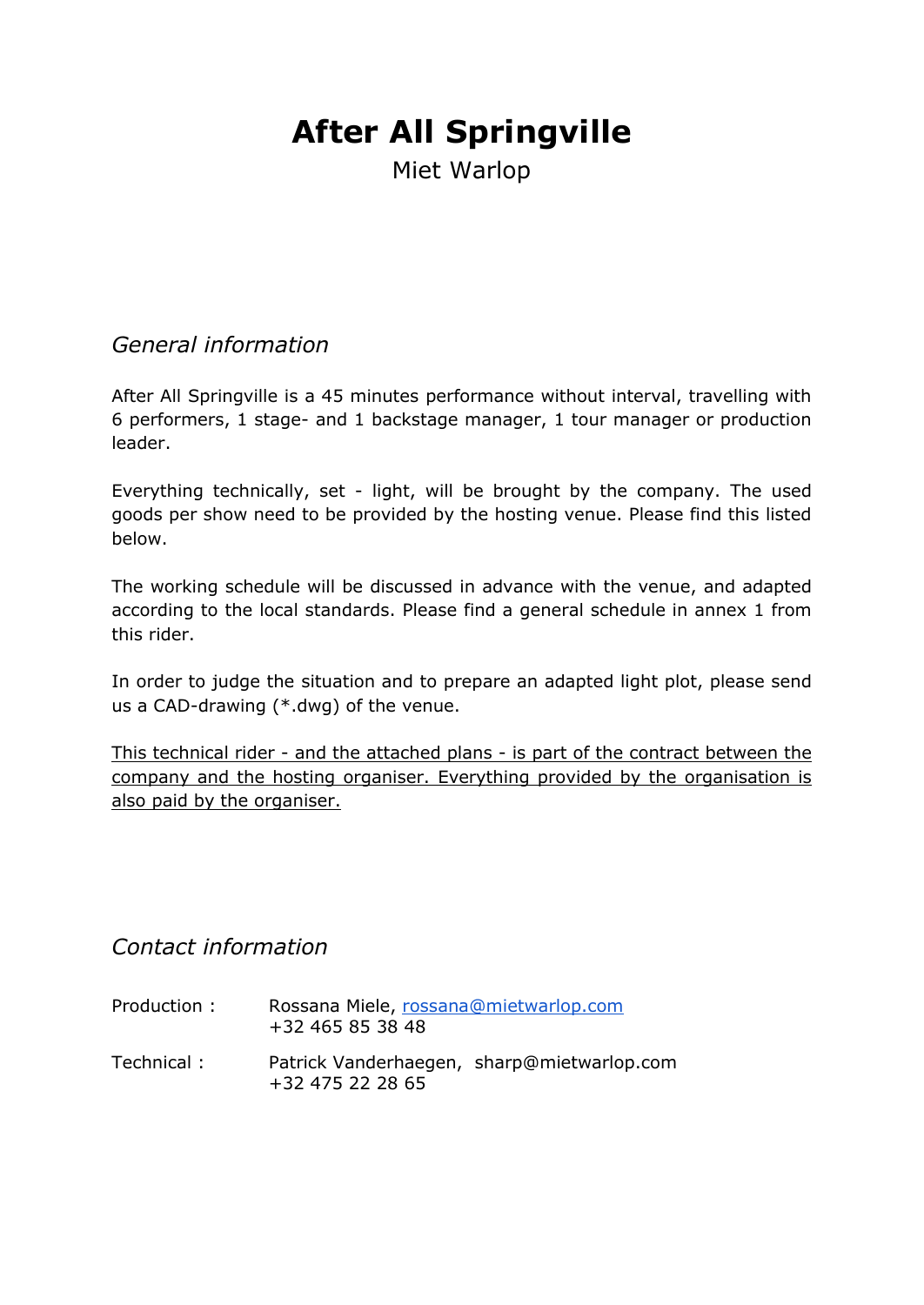# After All Springville

Miet Warlop

## *General information*

After All Springville is a 45 minutes performance without interval, travelling with 6 performers, 1 stage- and 1 backstage manager, 1 tour manager or production leader.

Everything technically, set - light, will be brought by the company. The used goods per show need to be provided by the hosting venue. Please find this listed below.

The working schedule will be discussed in advance with the venue, and adapted according to the local standards. Please find a general schedule in annex 1 from this rider.

In order to judge the situation and to prepare an adapted light plot, please send us a CAD-drawing (*.dwg) of the venue.

<u>This technical rider - and the attached plans - is part of the contract between the company and the hosting organiser. Everything provided by the organisation is also paid by the organiser.</u>

## *Contact information*

Production : Rossana Miele, rossana@mietwarlop.com
+32 465 85 38 48

Technical : Patrick Vanderhaegen, sharp@mietwarlop.com
+32 475 22 28 65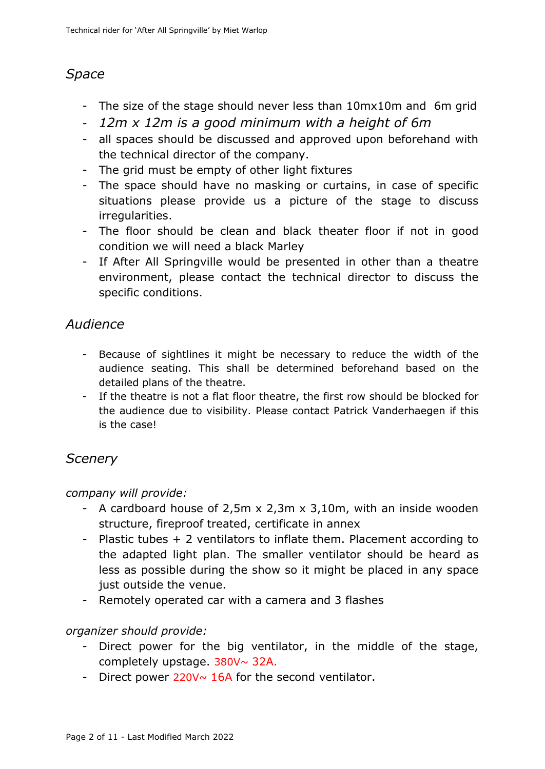## *Space*

- The size of the stage should never less than 10mx10m and  6m grid
- *12m x 12m is a good minimum with a height of 6m*
- all spaces should be discussed and approved upon beforehand with the technical director of the company.
- The grid must be empty of other light fixtures
- The space should have no masking or curtains, in case of specific situations please provide us a picture of the stage to discuss irregularities.
- The floor should be clean and black theater floor if not in good condition we will need a black Marley
- If After All Springville would be presented in other than a theatre environment, please contact the technical director to discuss the specific conditions.

## *Audience*

- Because of sightlines it might be necessary to reduce the width of the audience seating. This shall be determined beforehand based on the detailed plans of the theatre.
- If the theatre is not a flat floor theatre, the first row should be blocked for the audience due to visibility. Please contact Patrick Vanderhaegen if this is the case!

## *Scenery*

*company will provide:*

- A cardboard house of 2,5m x 2,3m x 3,10m, with an inside wooden structure, fireproof treated, certificate in annex
- Plastic tubes + 2 ventilators to inflate them. Placement according to the adapted light plan. The smaller ventilator should be heard as less as possible during the show so it might be placed in any space just outside the venue.
- Remotely operated car with a camera and 3 flashes

*organizer should provide:*

- Direct power for the big ventilator, in the middle of the stage, completely upstage. 380V~ 32A.
- Direct power 220V~ 16A for the second ventilator.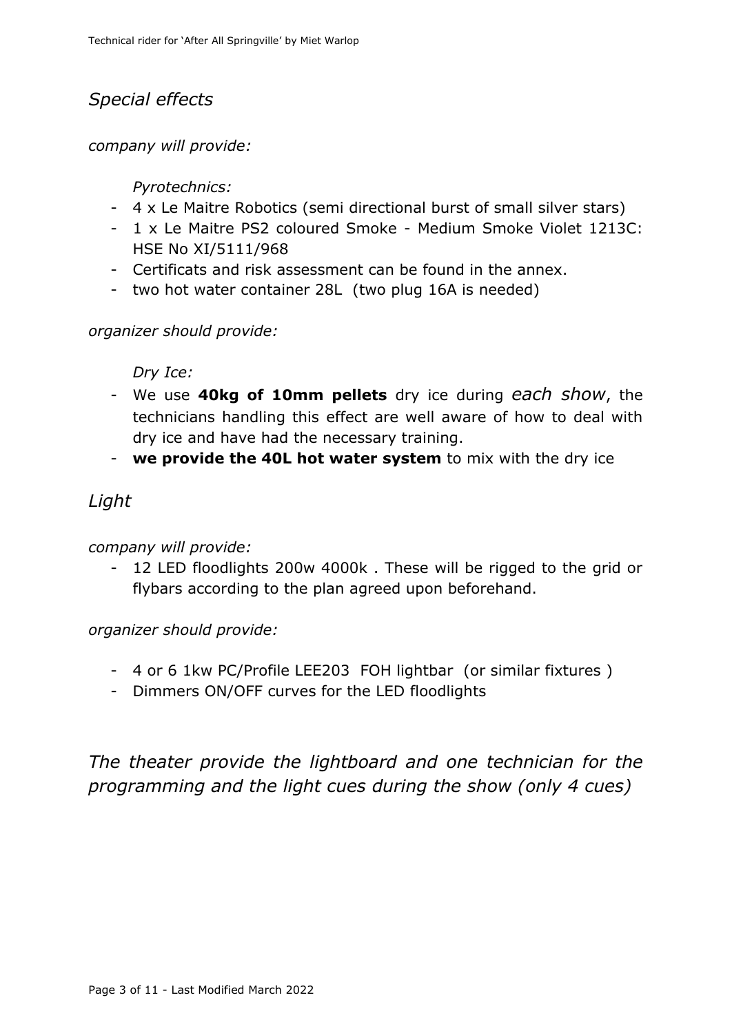## *Special effects*

*company will provide:*

*Pyrotechnics:*

- 4 x Le Maitre Robotics (semi directional burst of small silver stars)
- 1 x Le Maitre PS2 coloured Smoke - Medium Smoke Violet 1213C: HSE No XI/5111/968
- Certificats and risk assessment can be found in the annex.
- two hot water container 28L (two plug 16A is needed)

*organizer should provide:*

*Dry Ice:*

- We use **40kg of 10mm pellets** dry ice during *each show*, the technicians handling this effect are well aware of how to deal with dry ice and have had the necessary training.
- **we provide the 40L hot water system** to mix with the dry ice

## *Light*

*company will provide:*

- 12 LED floodlights 200w 4000k . These will be rigged to the grid or flybars according to the plan agreed upon beforehand.

*organizer should provide:*

- 4 or 6 1kw PC/Profile LEE203 FOH lightbar (or similar fixtures )
- Dimmers ON/OFF curves for the LED floodlights

*The theater provide the lightboard and one technician for the programming and the light cues during the show (only 4 cues)*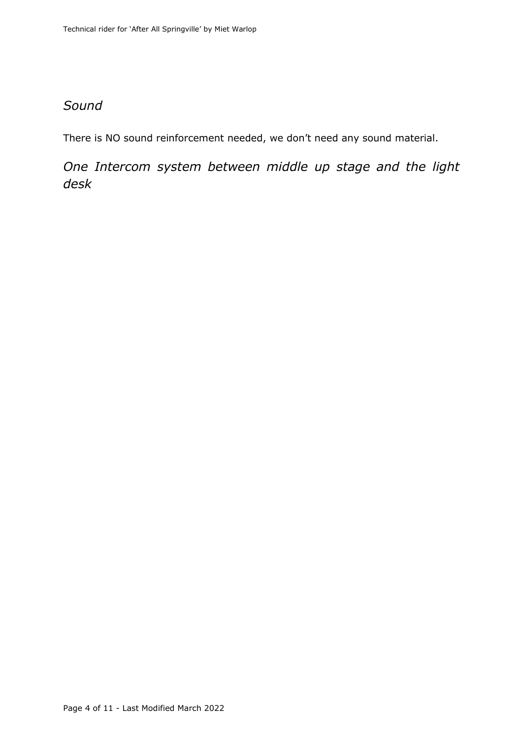## *Sound*

There is NO sound reinforcement needed, we don't need any sound material.

## *One Intercom system between middle up stage and the light desk*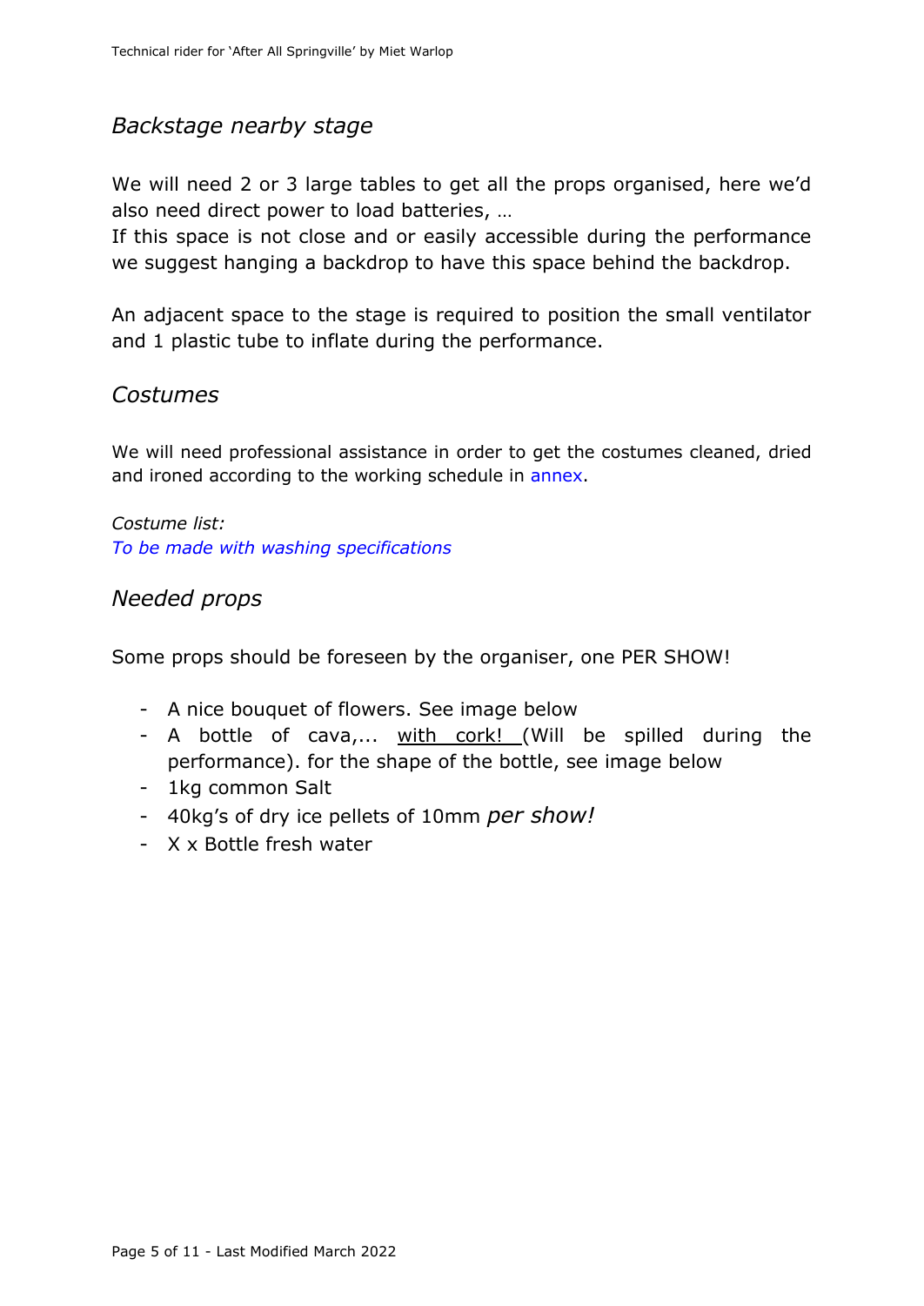## *Backstage nearby stage*

We will need 2 or 3 large tables to get all the props organised, here we'd also need direct power to load batteries, …
If this space is not close and or easily accessible during the performance we suggest hanging a backdrop to have this space behind the backdrop.

An adjacent space to the stage is required to position the small ventilator and 1 plastic tube to inflate during the performance.

## *Costumes*

We will need professional assistance in order to get the costumes cleaned, dried and ironed according to the working schedule in annex.

*Costume list:*
*To be made with washing specifications*

## *Needed props*

Some props should be foreseen by the organiser, one PER SHOW!

- A nice bouquet of flowers. See image below
- A bottle of cava,... <u>with cork!</u> (Will be spilled during the performance). for the shape of the bottle, see image below
- 1kg common Salt
- 40kg's of dry ice pellets of 10mm *per show!*
- X x Bottle fresh water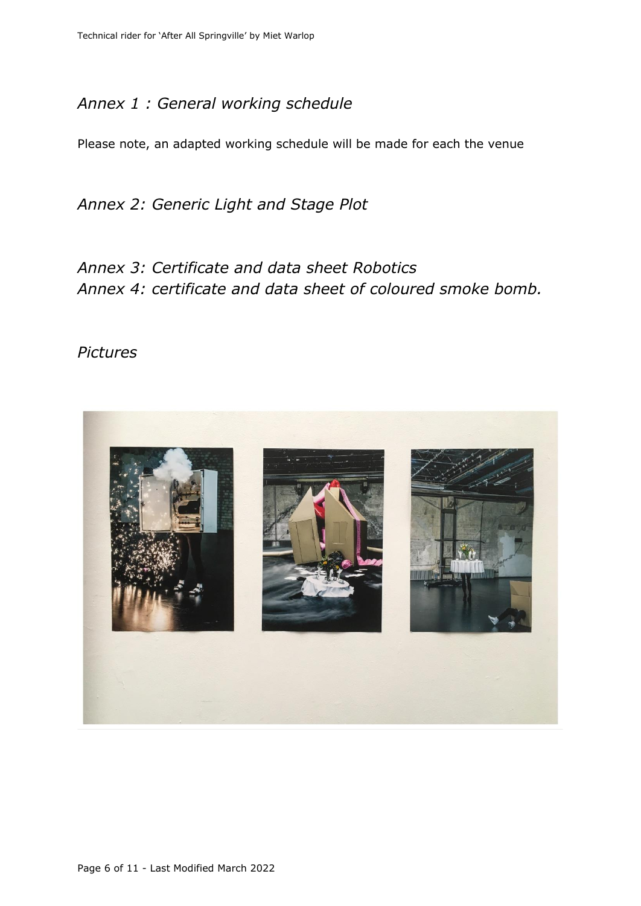## *Annex 1 : General working schedule*

Please note, an adapted working schedule will be made for each the venue

## *Annex 2: Generic Light and Stage Plot*

## *Annex 3: Certificate and data sheet Robotics*

## *Annex 4: certificate and data sheet of coloured smoke bomb.*

## *Pictures*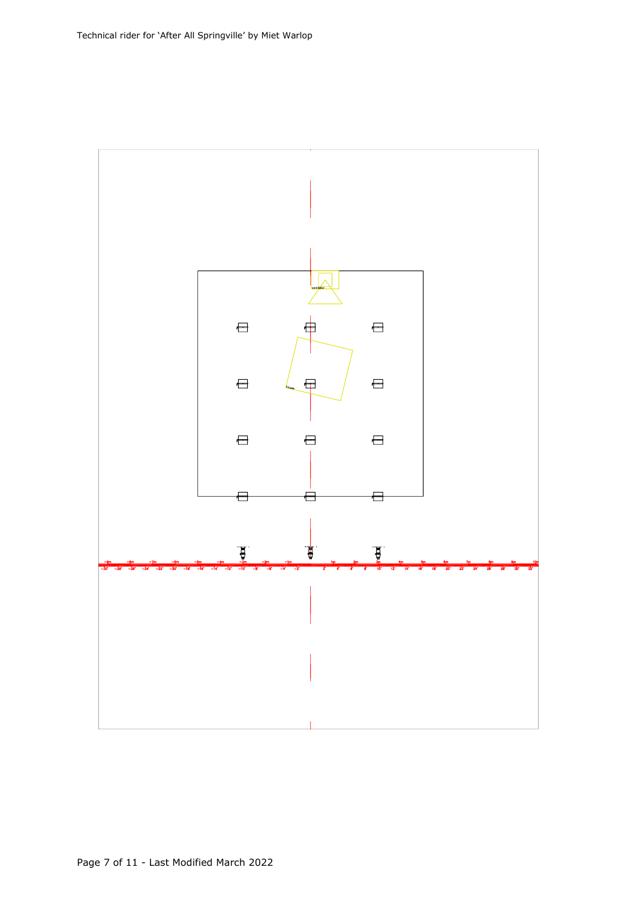ventilator

house

| -9m | -8m | -7m | -6m | -5m | -4m | -3m | -2m | -1m | 1m | 2m | 3m | 4m | 5m | 6m | 7m | 8m | 9m | 10m |
|---|---|---|---|---|---|---|---|---|---|---|---|---|---|---|---|---|---|---|

| -30' | -28' | -26' | -24' | -22' | -20' | -18' | -16' | -14' | -12' | -10' | -8' | -6' | -4' | -2' | 2' | 4' | 6' | 8' | 10' | 12' | 14' | 16' | 18' | 20' | 22' | 24' | 26' | 28' | 30' | 32' |
|---|---|---|---|---|---|---|---|---|---|---|---|---|---|---|---|---|---|---|---|---|---|---|---|---|---|---|---|---|---|---|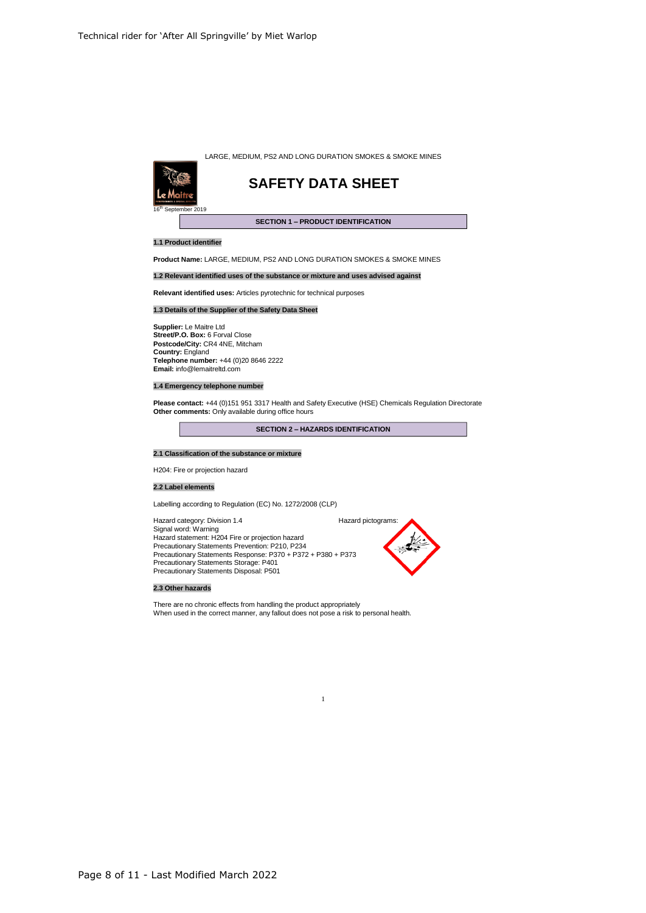LARGE, MEDIUM, PS2 AND LONG DURATION SMOKES & SMOKE MINES

# SAFETY DATA SHEET

16th September 2019

## SECTION 1 – PRODUCT IDENTIFICATION

**1.1 Product identifier**

**Product Name:** LARGE, MEDIUM, PS2 AND LONG DURATION SMOKES & SMOKE MINES

**1.2 Relevant identified uses of the substance or mixture and uses advised against**

**Relevant identified uses:** Articles pyrotechnic for technical purposes

**1.3 Details of the Supplier of the Safety Data Sheet**

**Supplier:** Le Maitre Ltd
**Street/P.O. Box:** 6 Forval Close
**Postcode/City:** CR4 4NE, Mitcham
**Country:** England
**Telephone number:** +44 (0)20 8646 2222
**Email:** info@lemaitreltd.com

**1.4 Emergency telephone number**

**Please contact:** +44 (0)151 951 3317 Health and Safety Executive (HSE) Chemicals Regulation Directorate
**Other comments:** Only available during office hours

## SECTION 2 – HAZARDS IDENTIFICATION

**2.1 Classification of the substance or mixture**

H204: Fire or projection hazard

**2.2 Label elements**

Labelling according to Regulation (EC) No. 1272/2008 (CLP)

Hazard category: Division 1.4
Signal word: Warning
Hazard statement: H204 Fire or projection hazard
Precautionary Statements Prevention: P210, P234
Precautionary Statements Response: P370 + P372 + P380 + P373
Precautionary Statements Storage: P401
Precautionary Statements Disposal: P501

Hazard pictograms:

**2.3 Other hazards**

There are no chronic effects from handling the product appropriately
When used in the correct manner, any fallout does not pose a risk to personal health.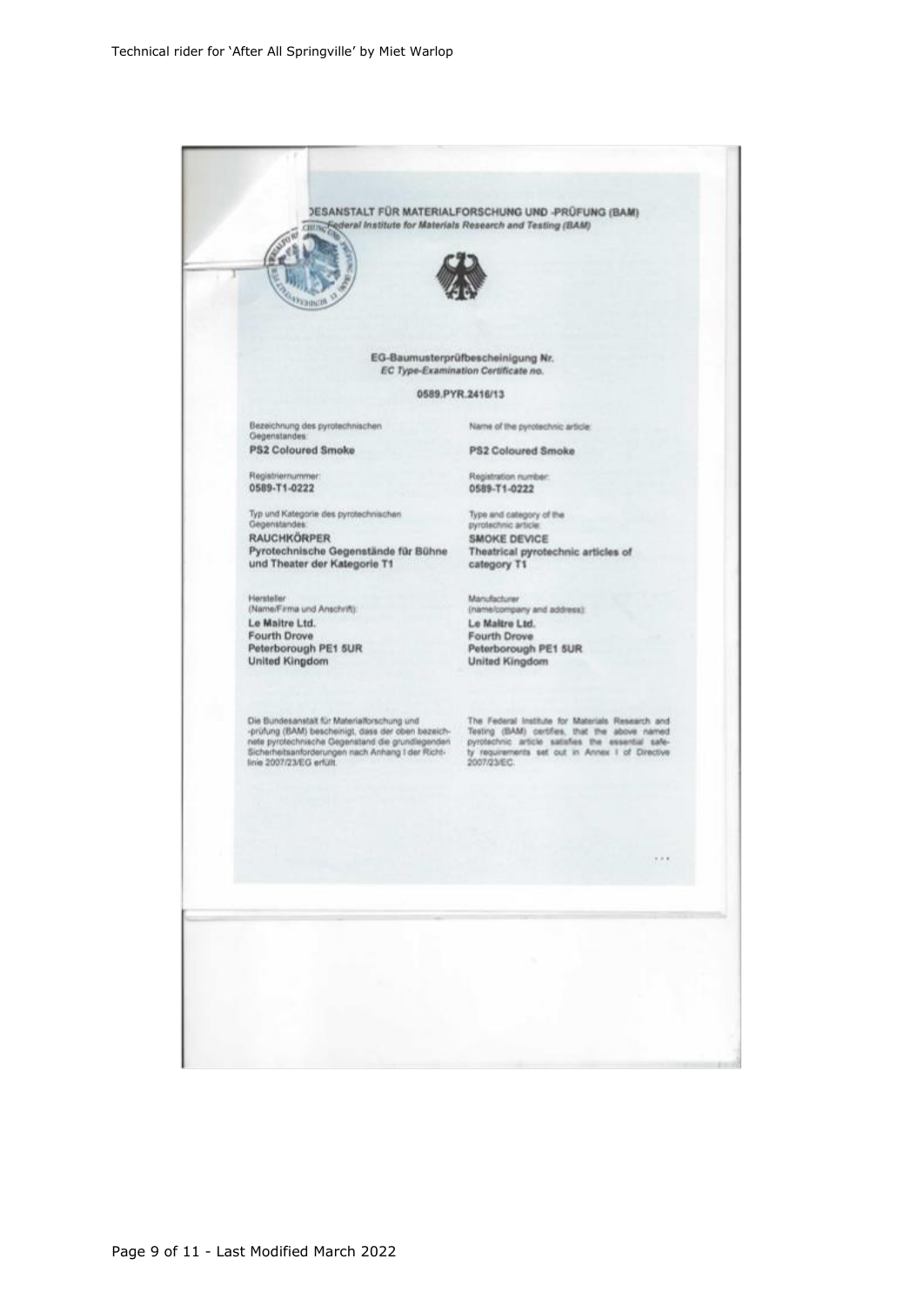BUNDESANSTALT FÜR MATERIALFORSCHUNG UND -PRÜFUNG (BAM)
*Federal Institute for Materials Research and Testing (BAM)*

EG-Baumusterprüfbescheinigung Nr.
*EC Type-Examination Certificate no.*

**0589.PYR.2416/13**

Bezeichnung des pyrotechnischen Gegenstandes:
**PS2 Coloured Smoke**

Name of the pyrotechnic article:
**PS2 Coloured Smoke**

Registriernummer:
**0589-T1-0222**

Registration number:
**0589-T1-0222**

Typ und Kategorie des pyrotechnischen Gegenstandes:
**RAUCHKÖRPER**
**Pyrotechnische Gegenstände für Bühne und Theater der Kategorie T1**

Type and category of the pyrotechnic article:
**SMOKE DEVICE**
**Theatrical pyrotechnic articles of category T1**

Hersteller
(Name/Firma und Anschrift):
**Le Maitre Ltd.**
**Fourth Drove**
**Peterborough PE1 5UR**
**United Kingdom**

Manufacturer
(name/company and address):
**Le Maitre Ltd.**
**Fourth Drove**
**Peterborough PE1 5UR**
**United Kingdom**

Die Bundesanstalt für Materialforschung und -prüfung (BAM) bescheinigt, dass der oben bezeichnete pyrotechnische Gegenstand die grundlegenden Sicherheitsanforderungen nach Anhang I der Richtlinie 2007/23/EG erfüllt.

The Federal Institute for Materials Research and Testing (BAM) certifies, that the above named pyrotechnic article satisfies the essential safety requirements set out in Annex I of Directive 2007/23/EC.

...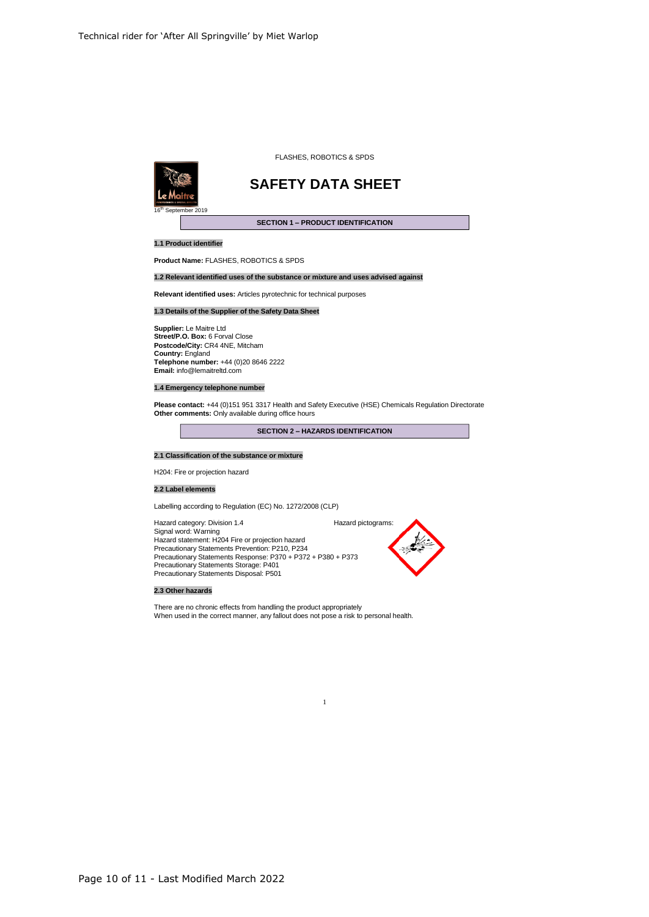FLASHES, ROBOTICS & SPDS

# SAFETY DATA SHEET

16th September 2019

## SECTION 1 – PRODUCT IDENTIFICATION

### 1.1 Product identifier

**Product Name:** FLASHES, ROBOTICS & SPDS

### 1.2 Relevant identified uses of the substance or mixture and uses advised against

**Relevant identified uses:** Articles pyrotechnic for technical purposes

### 1.3 Details of the Supplier of the Safety Data Sheet

**Supplier:** Le Maitre Ltd
**Street/P.O. Box:** 6 Forval Close
**Postcode/City:** CR4 4NE, Mitcham
**Country:** England
**Telephone number:** +44 (0)20 8646 2222
**Email:** info@lemaitreltd.com

### 1.4 Emergency telephone number

**Please contact:** +44 (0)151 951 3317 Health and Safety Executive (HSE) Chemicals Regulation Directorate
**Other comments:** Only available during office hours

## SECTION 2 – HAZARDS IDENTIFICATION

### 2.1 Classification of the substance or mixture

H204: Fire or projection hazard

### 2.2 Label elements

Labelling according to Regulation (EC) No. 1272/2008 (CLP)

Hazard category: Division 1.4
Signal word: Warning
Hazard statement: H204 Fire or projection hazard
Precautionary Statements Prevention: P210, P234
Precautionary Statements Response: P370 + P372 + P380 + P373
Precautionary Statements Storage: P401
Precautionary Statements Disposal: P501

Hazard pictograms:

### 2.3 Other hazards

There are no chronic effects from handling the product appropriately
When used in the correct manner, any fallout does not pose a risk to personal health.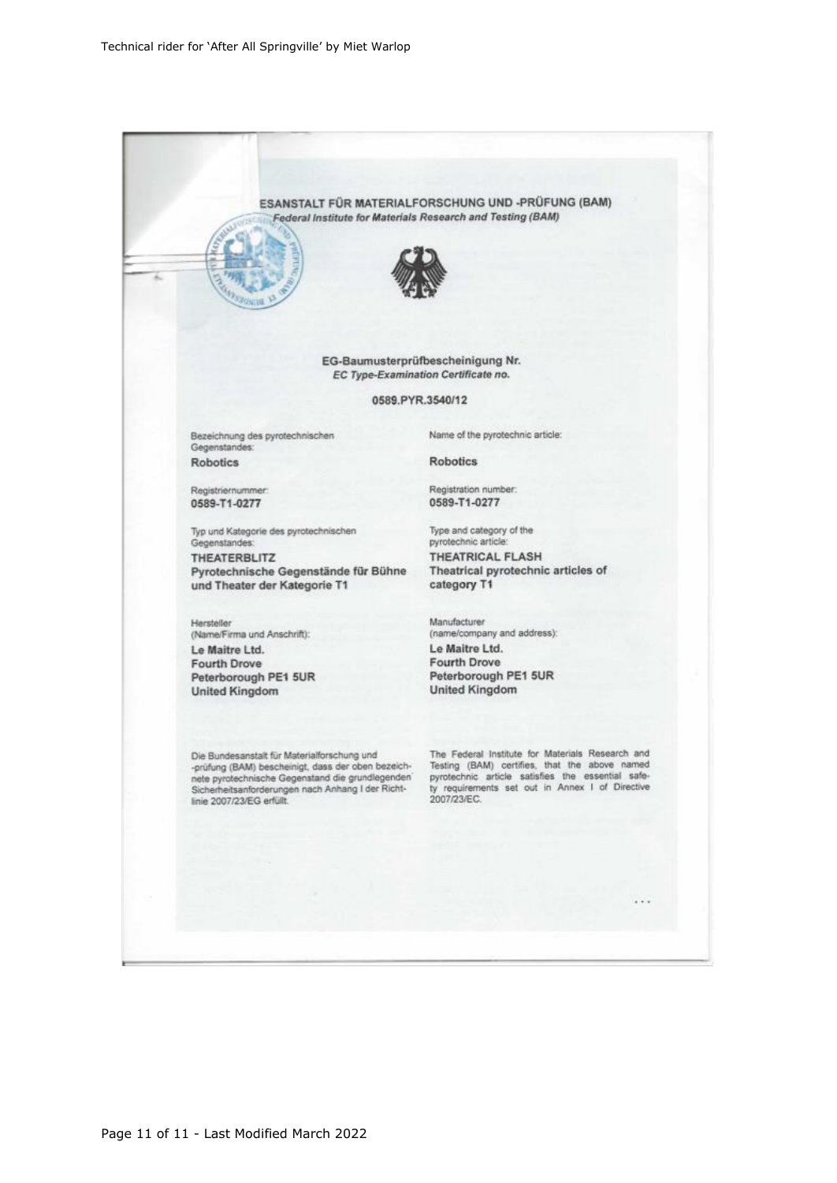ESANSTALT FÜR MATERIALFORSCHUNG UND -PRÜFUNG (BAM)

*Federal Institute for Materials Research and Testing (BAM)*

EG-Baumusterprüfbescheinigung Nr.

*EC Type-Examination Certificate no.*

**0589.PYR.3540/12**

Bezeichnung des pyrotechnischen Gegenstandes:
**Robotics**

Name of the pyrotechnic article:
**Robotics**

Registriernummer:
**0589-T1-0277**

Registration number:
**0589-T1-0277**

Typ und Kategorie des pyrotechnischen Gegenstandes:
**THEATERBLITZ**
**Pyrotechnische Gegenstände für Bühne und Theater der Kategorie T1**

Type and category of the pyrotechnic article:
**THEATRICAL FLASH**
**Theatrical pyrotechnic articles of category T1**

Hersteller (Name/Firma und Anschrift):
**Le Maitre Ltd.**
**Fourth Drove**
**Peterborough PE1 5UR**
**United Kingdom**

Manufacturer (name/company and address):
**Le Maitre Ltd.**
**Fourth Drove**
**Peterborough PE1 5UR**
**United Kingdom**

Die Bundesanstalt für Materialforschung und -prüfung (BAM) bescheinigt, dass der oben bezeichnete pyrotechnische Gegenstand die grundlegenden Sicherheitsanforderungen nach Anhang I der Richtlinie 2007/23/EG erfüllt.

The Federal Institute for Materials Research and Testing (BAM) certifies, that the above named pyrotechnic article satisfies the essential safety requirements set out in Annex I of Directive 2007/23/EC.

...